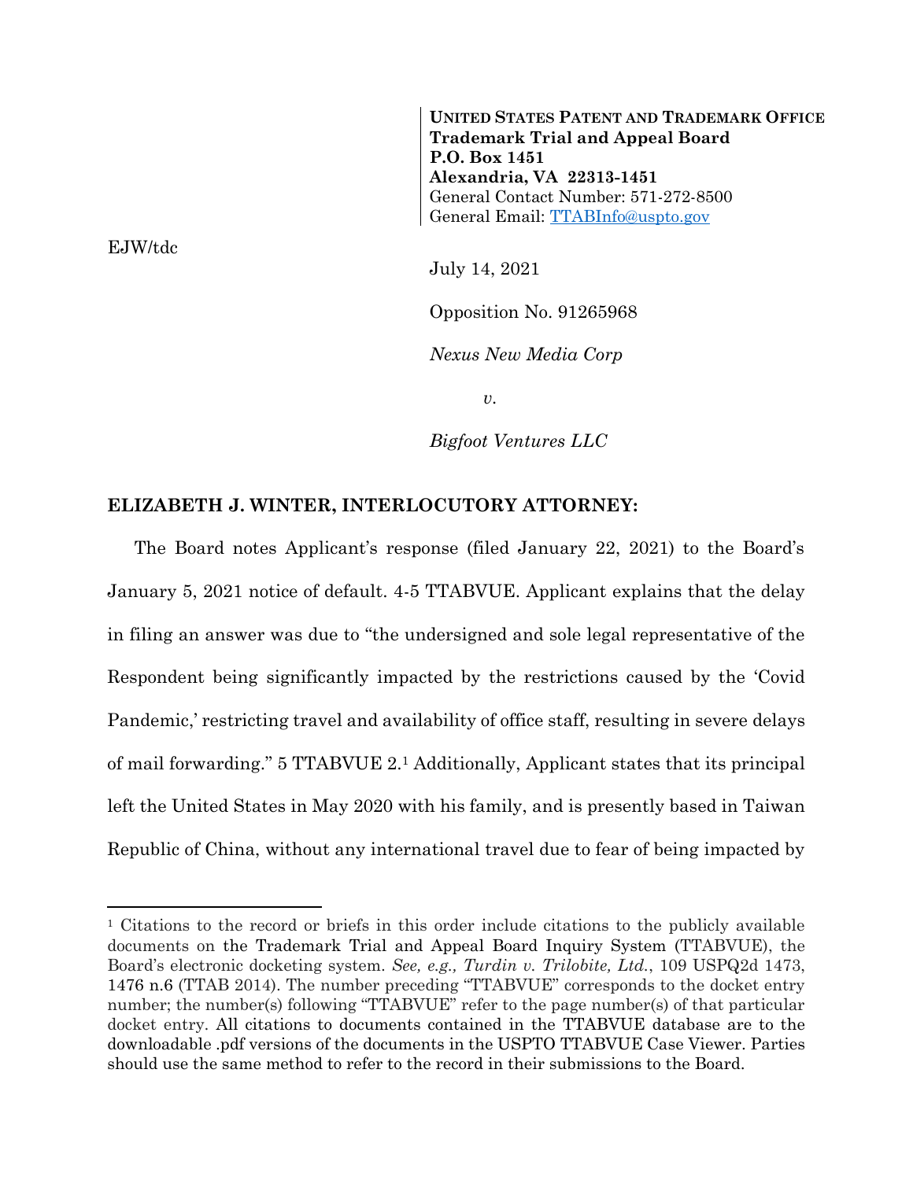**UNITED STATES PATENT AND TRADEMARK OFFICE**
**Trademark Trial and Appeal Board**
**P.O. Box 1451**
**Alexandria, VA 22313-1451**
General Contact Number: 571-272-8500
General Email: TTABInfo@uspto.gov

EJW/tdc

July 14, 2021

Opposition No. 91265968

*Nexus New Media Corp*

*v.*

*Bigfoot Ventures LLC*

**ELIZABETH J. WINTER, INTERLOCUTORY ATTORNEY:**

The Board notes Applicant's response (filed January 22, 2021) to the Board's January 5, 2021 notice of default. 4-5 TTABVUE. Applicant explains that the delay in filing an answer was due to "the undersigned and sole legal representative of the Respondent being significantly impacted by the restrictions caused by the 'Covid Pandemic,' restricting travel and availability of office staff, resulting in severe delays of mail forwarding." 5 TTABVUE 2.[1] Additionally, Applicant states that its principal left the United States in May 2020 with his family, and is presently based in Taiwan Republic of China, without any international travel due to fear of being impacted by

---

[1] Citations to the record or briefs in this order include citations to the publicly available documents on the Trademark Trial and Appeal Board Inquiry System (TTABVUE), the Board's electronic docketing system. *See, e.g., Turdin v. Trilobite, Ltd.*, 109 USPQ2d 1473, 1476 n.6 (TTAB 2014). The number preceding "TTABVUE" corresponds to the docket entry number; the number(s) following "TTABVUE" refer to the page number(s) of that particular docket entry. All citations to documents contained in the TTABVUE database are to the downloadable .pdf versions of the documents in the USPTO TTABVUE Case Viewer. Parties should use the same method to refer to the record in their submissions to the Board.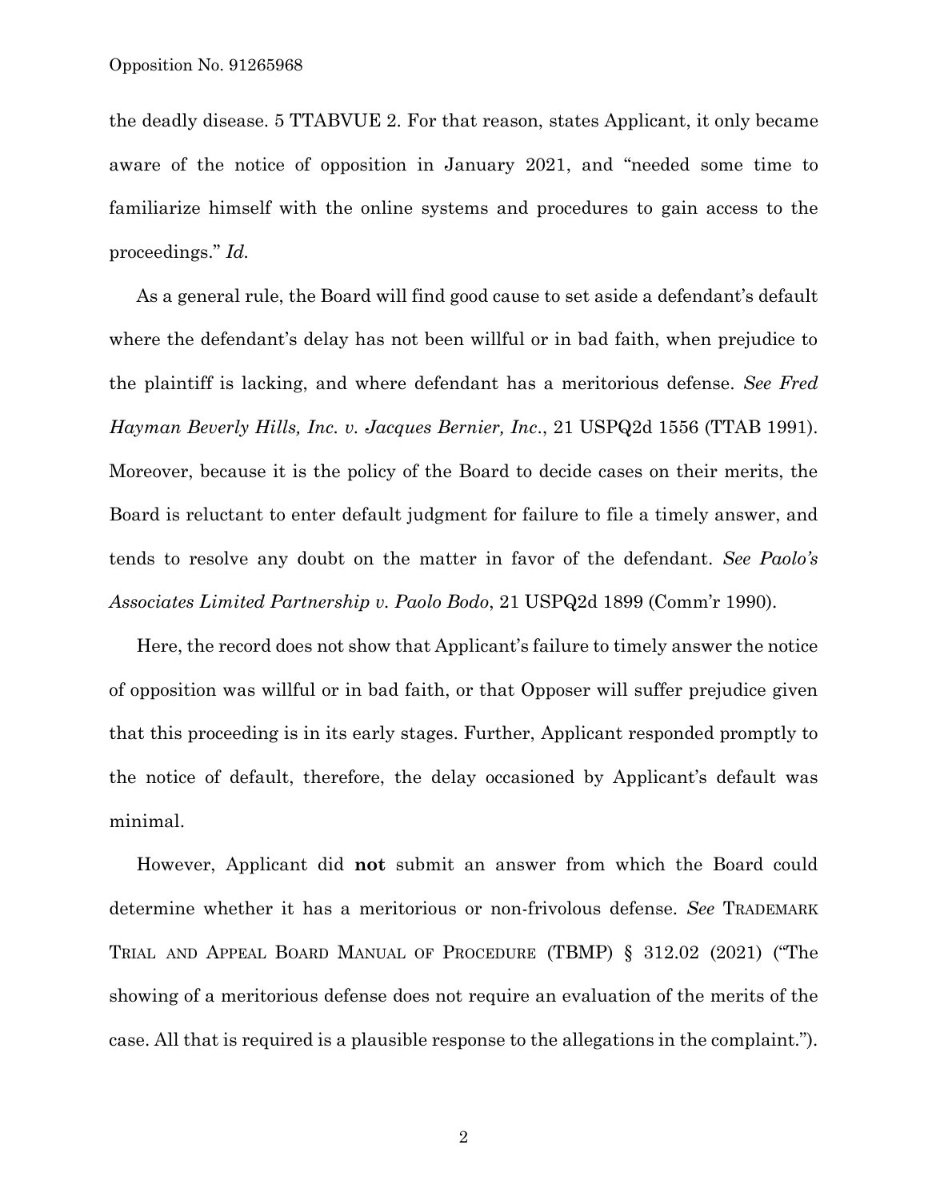the deadly disease. 5 TTABVUE 2. For that reason, states Applicant, it only became aware of the notice of opposition in January 2021, and "needed some time to familiarize himself with the online systems and procedures to gain access to the proceedings." *Id.*

As a general rule, the Board will find good cause to set aside a defendant's default where the defendant's delay has not been willful or in bad faith, when prejudice to the plaintiff is lacking, and where defendant has a meritorious defense. *See Fred Hayman Beverly Hills, Inc. v. Jacques Bernier, Inc*., 21 USPQ2d 1556 (TTAB 1991). Moreover, because it is the policy of the Board to decide cases on their merits, the Board is reluctant to enter default judgment for failure to file a timely answer, and tends to resolve any doubt on the matter in favor of the defendant. *See Paolo's Associates Limited Partnership v. Paolo Bodo*, 21 USPQ2d 1899 (Comm'r 1990).

Here, the record does not show that Applicant's failure to timely answer the notice of opposition was willful or in bad faith, or that Opposer will suffer prejudice given that this proceeding is in its early stages. Further, Applicant responded promptly to the notice of default, therefore, the delay occasioned by Applicant's default was minimal.

However, Applicant did **not** submit an answer from which the Board could determine whether it has a meritorious or non-frivolous defense. *See* TRADEMARK TRIAL AND APPEAL BOARD MANUAL OF PROCEDURE (TBMP) § 312.02 (2021) ("The showing of a meritorious defense does not require an evaluation of the merits of the case. All that is required is a plausible response to the allegations in the complaint.").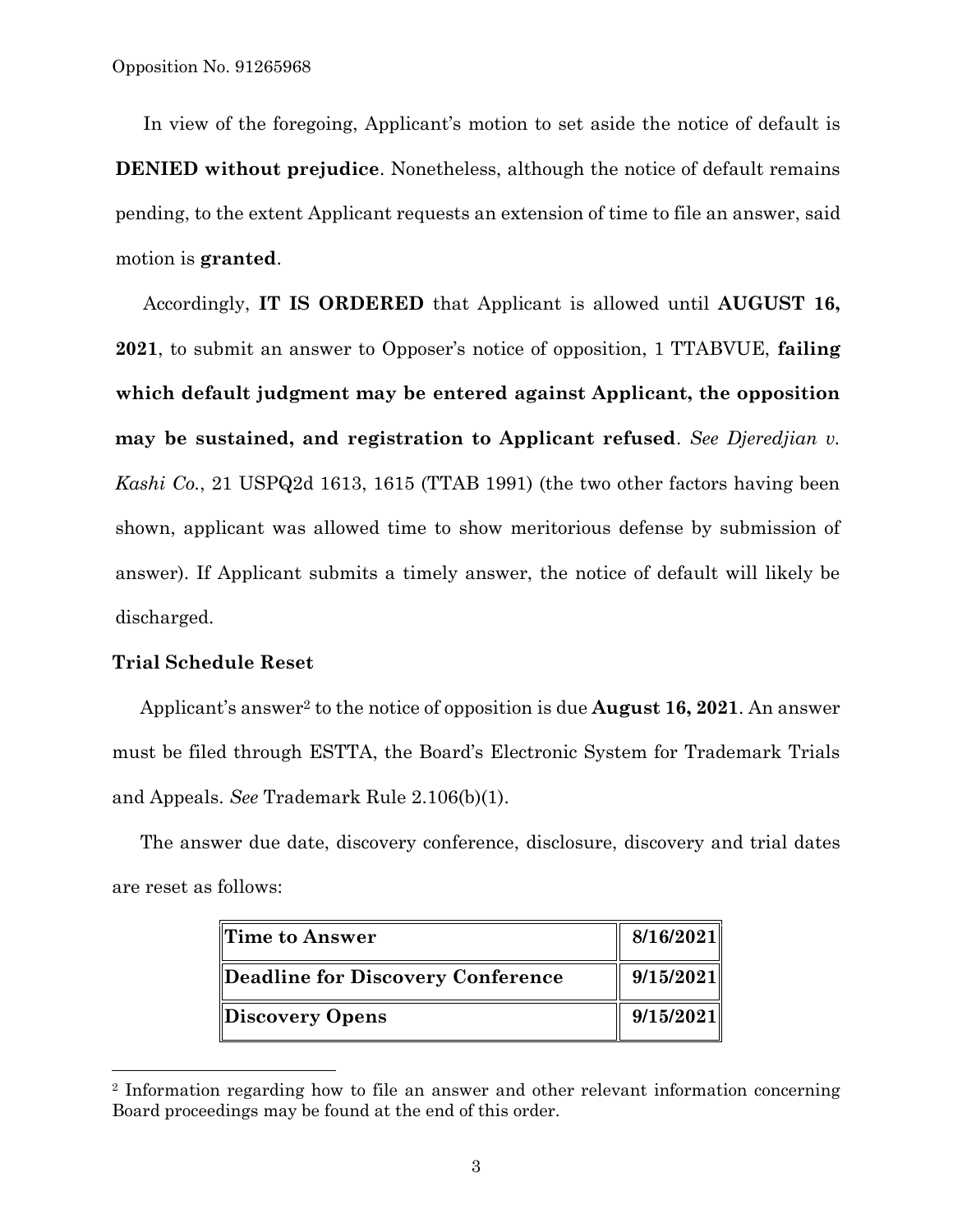In view of the foregoing, Applicant's motion to set aside the notice of default is **DENIED without prejudice**. Nonetheless, although the notice of default remains pending, to the extent Applicant requests an extension of time to file an answer, said motion is **granted**.

Accordingly, **IT IS ORDERED** that Applicant is allowed until **AUGUST 16, 2021**, to submit an answer to Opposer's notice of opposition, 1 TTABVUE, **failing which default judgment may be entered against Applicant, the opposition may be sustained, and registration to Applicant refused**. *See Djeredjian v. Kashi Co.*, 21 USPQ2d 1613, 1615 (TTAB 1991) (the two other factors having been shown, applicant was allowed time to show meritorious defense by submission of answer). If Applicant submits a timely answer, the notice of default will likely be discharged.

**Trial Schedule Reset**

Applicant's answer[2] to the notice of opposition is due **August 16, 2021**. An answer must be filed through ESTTA, the Board's Electronic System for Trademark Trials and Appeals. *See* Trademark Rule 2.106(b)(1).

The answer due date, discovery conference, disclosure, discovery and trial dates are reset as follows:

| | |
|---|---|
| **Time to Answer** | **8/16/2021** |
| **Deadline for Discovery Conference** | **9/15/2021** |
| **Discovery Opens** | **9/15/2021** |

[2] Information regarding how to file an answer and other relevant information concerning Board proceedings may be found at the end of this order.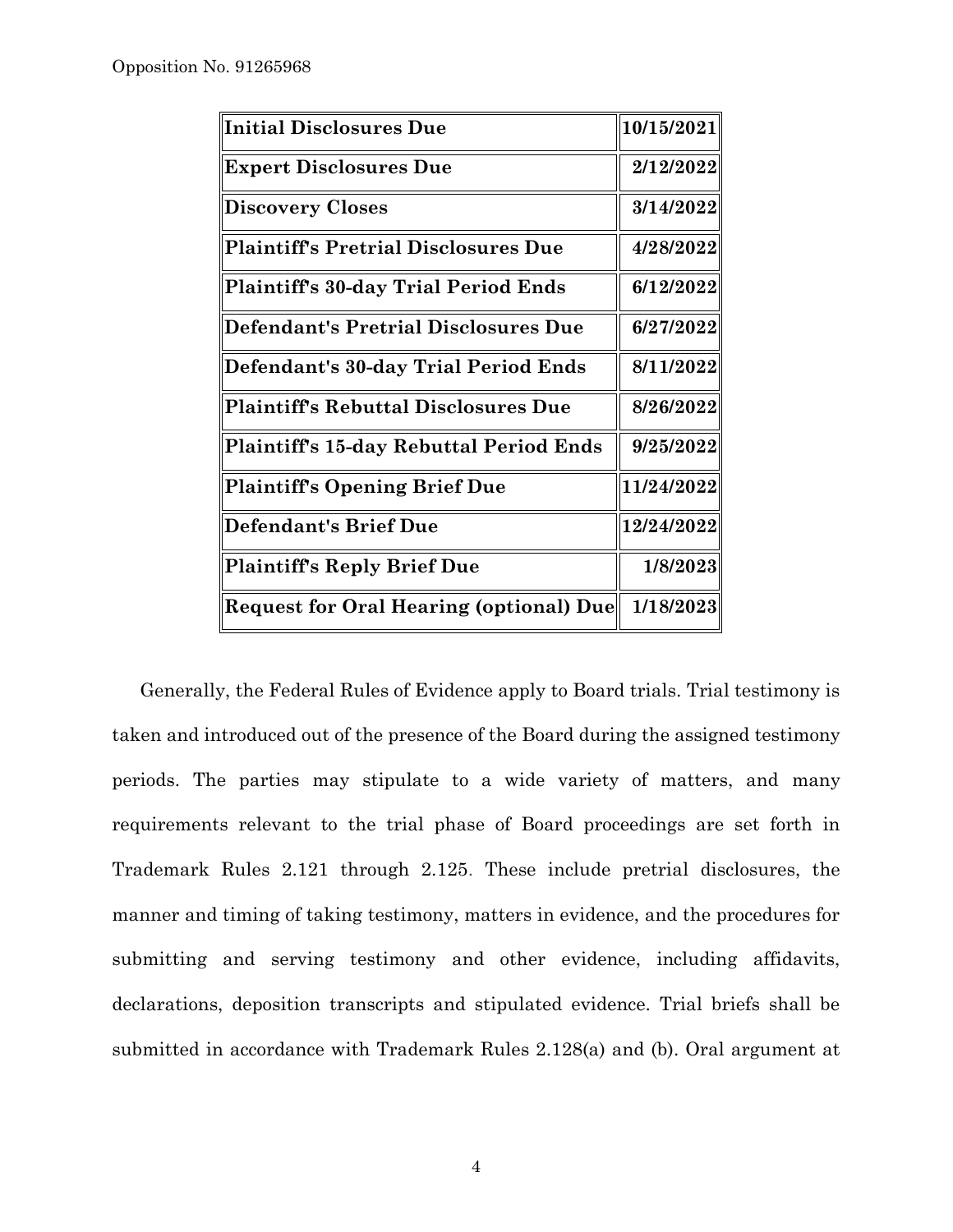| Initial Disclosures Due | 10/15/2021 |
|---|---|
| Expert Disclosures Due | 2/12/2022 |
| Discovery Closes | 3/14/2022 |
| Plaintiff's Pretrial Disclosures Due | 4/28/2022 |
| Plaintiff's 30-day Trial Period Ends | 6/12/2022 |
| Defendant's Pretrial Disclosures Due | 6/27/2022 |
| Defendant's 30-day Trial Period Ends | 8/11/2022 |
| Plaintiff's Rebuttal Disclosures Due | 8/26/2022 |
| Plaintiff's 15-day Rebuttal Period Ends | 9/25/2022 |
| Plaintiff's Opening Brief Due | 11/24/2022 |
| Defendant's Brief Due | 12/24/2022 |
| Plaintiff's Reply Brief Due | 1/8/2023 |
| Request for Oral Hearing (optional) Due | 1/18/2023 |

Generally, the Federal Rules of Evidence apply to Board trials. Trial testimony is taken and introduced out of the presence of the Board during the assigned testimony periods. The parties may stipulate to a wide variety of matters, and many requirements relevant to the trial phase of Board proceedings are set forth in Trademark Rules 2.121 through 2.125. These include pretrial disclosures, the manner and timing of taking testimony, matters in evidence, and the procedures for submitting and serving testimony and other evidence, including affidavits, declarations, deposition transcripts and stipulated evidence. Trial briefs shall be submitted in accordance with Trademark Rules 2.128(a) and (b). Oral argument at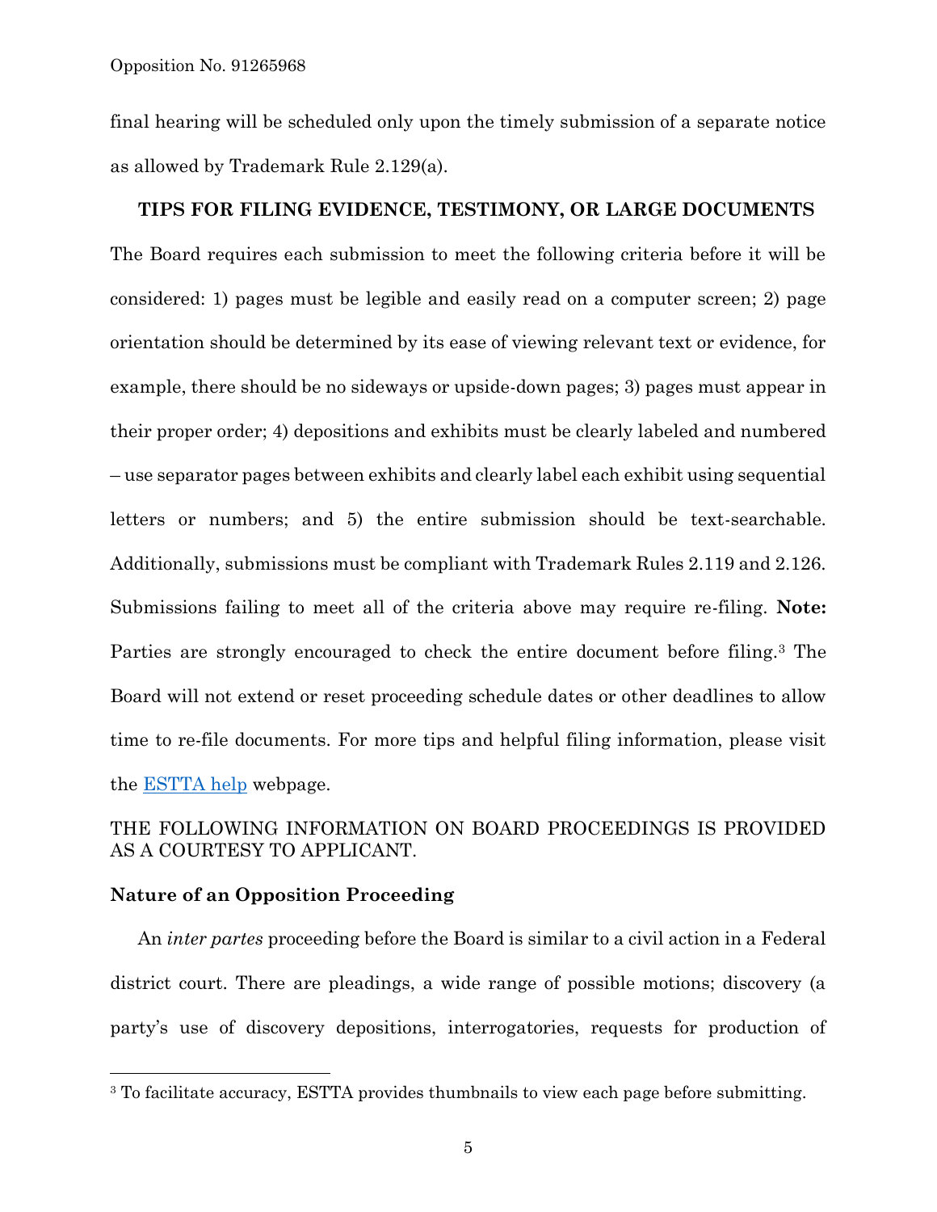final hearing will be scheduled only upon the timely submission of a separate notice as allowed by Trademark Rule 2.129(a).

**TIPS FOR FILING EVIDENCE, TESTIMONY, OR LARGE DOCUMENTS**

The Board requires each submission to meet the following criteria before it will be considered: 1) pages must be legible and easily read on a computer screen; 2) page orientation should be determined by its ease of viewing relevant text or evidence, for example, there should be no sideways or upside-down pages; 3) pages must appear in their proper order; 4) depositions and exhibits must be clearly labeled and numbered – use separator pages between exhibits and clearly label each exhibit using sequential letters or numbers; and 5) the entire submission should be text-searchable. Additionally, submissions must be compliant with Trademark Rules 2.119 and 2.126. Submissions failing to meet all of the criteria above may require re-filing. **Note:** Parties are strongly encouraged to check the entire document before filing.[3] The Board will not extend or reset proceeding schedule dates or other deadlines to allow time to re-file documents. For more tips and helpful filing information, please visit the [ESTTA help] webpage.

THE FOLLOWING INFORMATION ON BOARD PROCEEDINGS IS PROVIDED AS A COURTESY TO APPLICANT.

**Nature of an Opposition Proceeding**

An *inter partes* proceeding before the Board is similar to a civil action in a Federal district court. There are pleadings, a wide range of possible motions; discovery (a party's use of discovery depositions, interrogatories, requests for production of

[3] To facilitate accuracy, ESTTA provides thumbnails to view each page before submitting.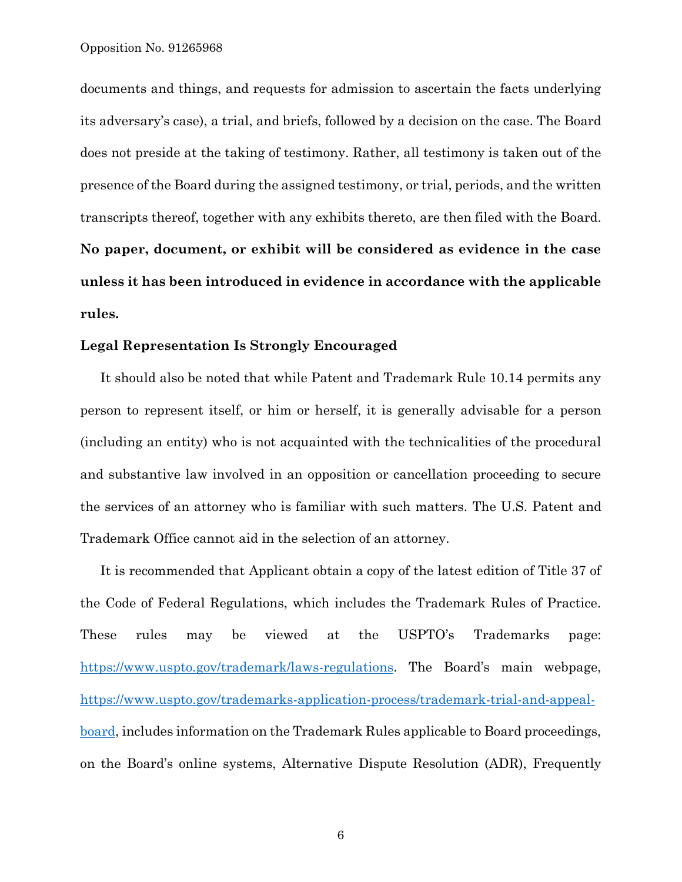documents and things, and requests for admission to ascertain the facts underlying its adversary's case), a trial, and briefs, followed by a decision on the case. The Board does not preside at the taking of testimony. Rather, all testimony is taken out of the presence of the Board during the assigned testimony, or trial, periods, and the written transcripts thereof, together with any exhibits thereto, are then filed with the Board. **No paper, document, or exhibit will be considered as evidence in the case unless it has been introduced in evidence in accordance with the applicable rules.**

**Legal Representation Is Strongly Encouraged**

It should also be noted that while Patent and Trademark Rule 10.14 permits any person to represent itself, or him or herself, it is generally advisable for a person (including an entity) who is not acquainted with the technicalities of the procedural and substantive law involved in an opposition or cancellation proceeding to secure the services of an attorney who is familiar with such matters. The U.S. Patent and Trademark Office cannot aid in the selection of an attorney.

It is recommended that Applicant obtain a copy of the latest edition of Title 37 of the Code of Federal Regulations, which includes the Trademark Rules of Practice. These rules may be viewed at the USPTO's Trademarks page: [https://www.uspto.gov/trademark/laws-regulations](https://www.uspto.gov/trademark/laws-regulations). The Board's main webpage, [https://www.uspto.gov/trademarks-application-process/trademark-trial-and-appeal-board](https://www.uspto.gov/trademarks-application-process/trademark-trial-and-appeal-board), includes information on the Trademark Rules applicable to Board proceedings, on the Board's online systems, Alternative Dispute Resolution (ADR), Frequently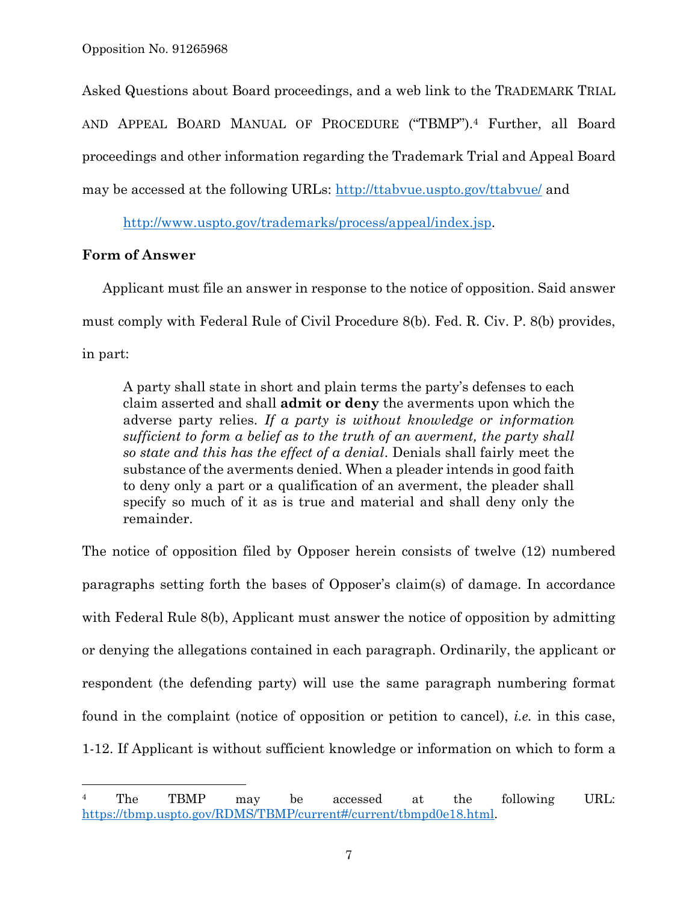Asked Questions about Board proceedings, and a web link to the TRADEMARK TRIAL AND APPEAL BOARD MANUAL OF PROCEDURE ("TBMP").[4] Further, all Board proceedings and other information regarding the Trademark Trial and Appeal Board may be accessed at the following URLs: http://ttabvue.uspto.gov/ttabvue/ and

http://www.uspto.gov/trademarks/process/appeal/index.jsp.

**Form of Answer**

Applicant must file an answer in response to the notice of opposition. Said answer must comply with Federal Rule of Civil Procedure 8(b). Fed. R. Civ. P. 8(b) provides, in part:

> A party shall state in short and plain terms the party's defenses to each claim asserted and shall **admit or deny** the averments upon which the adverse party relies. *If a party is without knowledge or information sufficient to form a belief as to the truth of an averment, the party shall so state and this has the effect of a denial*. Denials shall fairly meet the substance of the averments denied. When a pleader intends in good faith to deny only a part or a qualification of an averment, the pleader shall specify so much of it as is true and material and shall deny only the remainder.

The notice of opposition filed by Opposer herein consists of twelve (12) numbered paragraphs setting forth the bases of Opposer's claim(s) of damage. In accordance with Federal Rule 8(b), Applicant must answer the notice of opposition by admitting or denying the allegations contained in each paragraph. Ordinarily, the applicant or respondent (the defending party) will use the same paragraph numbering format found in the complaint (notice of opposition or petition to cancel), *i.e.* in this case, 1-12. If Applicant is without sufficient knowledge or information on which to form a

---

[4] The TBMP may be accessed at the following URL: https://tbmp.uspto.gov/RDMS/TBMP/current#/current/tbmpd0e18.html.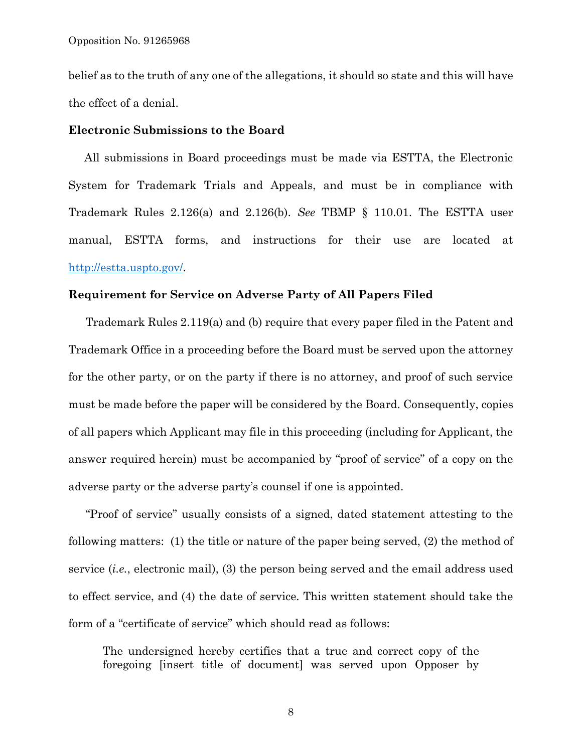belief as to the truth of any one of the allegations, it should so state and this will have the effect of a denial.

**Electronic Submissions to the Board**

All submissions in Board proceedings must be made via ESTTA, the Electronic System for Trademark Trials and Appeals, and must be in compliance with Trademark Rules 2.126(a) and 2.126(b). *See* TBMP § 110.01. The ESTTA user manual, ESTTA forms, and instructions for their use are located at [http://estta.uspto.gov/](http://estta.uspto.gov/).

**Requirement for Service on Adverse Party of All Papers Filed**

Trademark Rules 2.119(a) and (b) require that every paper filed in the Patent and Trademark Office in a proceeding before the Board must be served upon the attorney for the other party, or on the party if there is no attorney, and proof of such service must be made before the paper will be considered by the Board. Consequently, copies of all papers which Applicant may file in this proceeding (including for Applicant, the answer required herein) must be accompanied by "proof of service" of a copy on the adverse party or the adverse party's counsel if one is appointed.

"Proof of service" usually consists of a signed, dated statement attesting to the following matters: (1) the title or nature of the paper being served, (2) the method of service (*i.e.*, electronic mail), (3) the person being served and the email address used to effect service, and (4) the date of service. This written statement should take the form of a "certificate of service" which should read as follows:

> The undersigned hereby certifies that a true and correct copy of the foregoing [insert title of document] was served upon Opposer by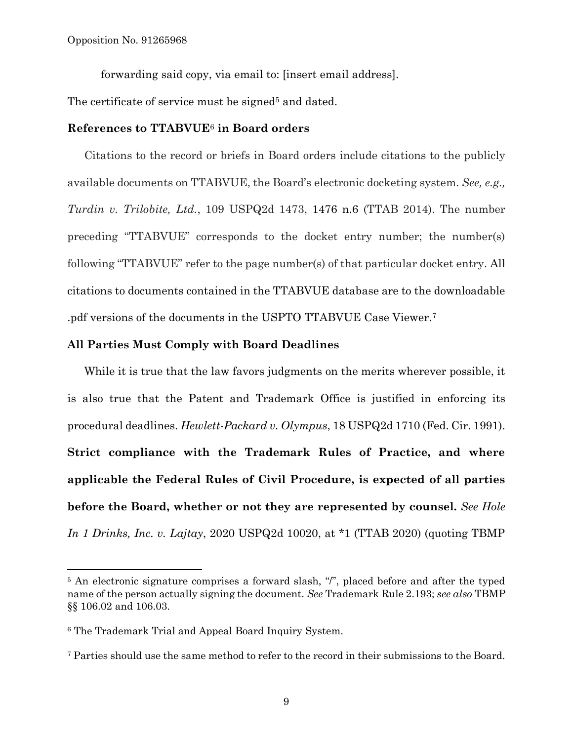forwarding said copy, via email to: [insert email address].

The certificate of service must be signed[5] and dated.

**References to TTABVUE[6] in Board orders**

Citations to the record or briefs in Board orders include citations to the publicly available documents on TTABVUE, the Board's electronic docketing system. *See, e.g., Turdin v. Trilobite, Ltd.*, 109 USPQ2d 1473, 1476 n.6 (TTAB 2014). The number preceding "TTABVUE" corresponds to the docket entry number; the number(s) following "TTABVUE" refer to the page number(s) of that particular docket entry. All citations to documents contained in the TTABVUE database are to the downloadable .pdf versions of the documents in the USPTO TTABVUE Case Viewer.[7]

**All Parties Must Comply with Board Deadlines**

While it is true that the law favors judgments on the merits wherever possible, it is also true that the Patent and Trademark Office is justified in enforcing its procedural deadlines. *Hewlett-Packard v. Olympus*, 18 USPQ2d 1710 (Fed. Cir. 1991). **Strict compliance with the Trademark Rules of Practice, and where applicable the Federal Rules of Civil Procedure, is expected of all parties before the Board, whether or not they are represented by counsel.** *See Hole In 1 Drinks, Inc. v. Lajtay*, 2020 USPQ2d 10020, at *1 (TTAB 2020) (quoting TBMP

---

[5] An electronic signature comprises a forward slash, "/", placed before and after the typed name of the person actually signing the document. *See* Trademark Rule 2.193; *see also* TBMP §§ 106.02 and 106.03.

[6] The Trademark Trial and Appeal Board Inquiry System.

[7] Parties should use the same method to refer to the record in their submissions to the Board.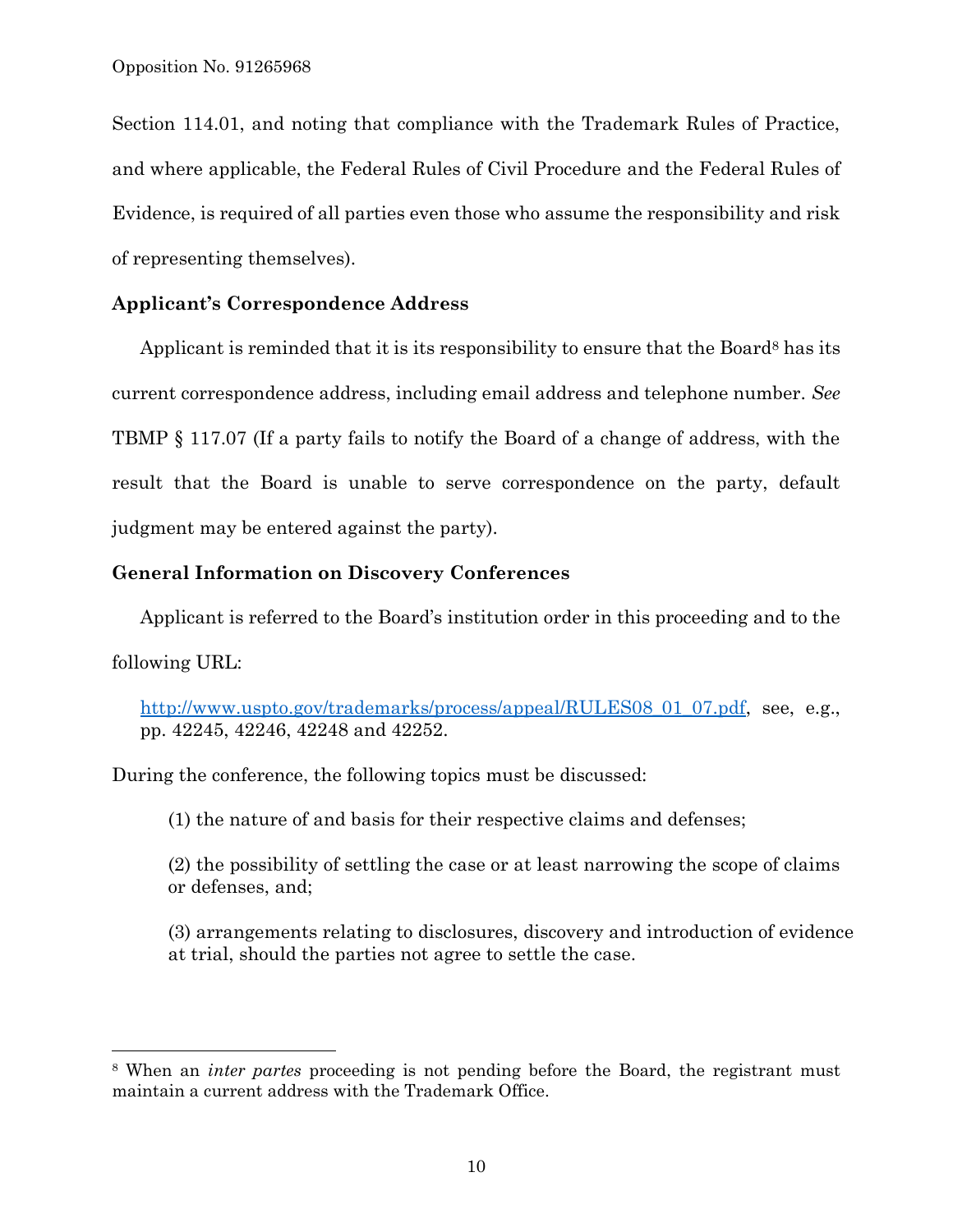Section 114.01, and noting that compliance with the Trademark Rules of Practice, and where applicable, the Federal Rules of Civil Procedure and the Federal Rules of Evidence, is required of all parties even those who assume the responsibility and risk of representing themselves).

**Applicant's Correspondence Address**

Applicant is reminded that it is its responsibility to ensure that the Board[8] has its current correspondence address, including email address and telephone number. *See* TBMP § 117.07 (If a party fails to notify the Board of a change of address, with the result that the Board is unable to serve correspondence on the party, default judgment may be entered against the party).

**General Information on Discovery Conferences**

Applicant is referred to the Board's institution order in this proceeding and to the following URL:

> [http://www.uspto.gov/trademarks/process/appeal/RULES08_01_07.pdf](http://www.uspto.gov/trademarks/process/appeal/RULES08_01_07.pdf), see, e.g., pp. 42245, 42246, 42248 and 42252.

During the conference, the following topics must be discussed:

> (1) the nature of and basis for their respective claims and defenses;
>
> (2) the possibility of settling the case or at least narrowing the scope of claims or defenses, and;
>
> (3) arrangements relating to disclosures, discovery and introduction of evidence at trial, should the parties not agree to settle the case.

---

[8] When an *inter partes* proceeding is not pending before the Board, the registrant must maintain a current address with the Trademark Office.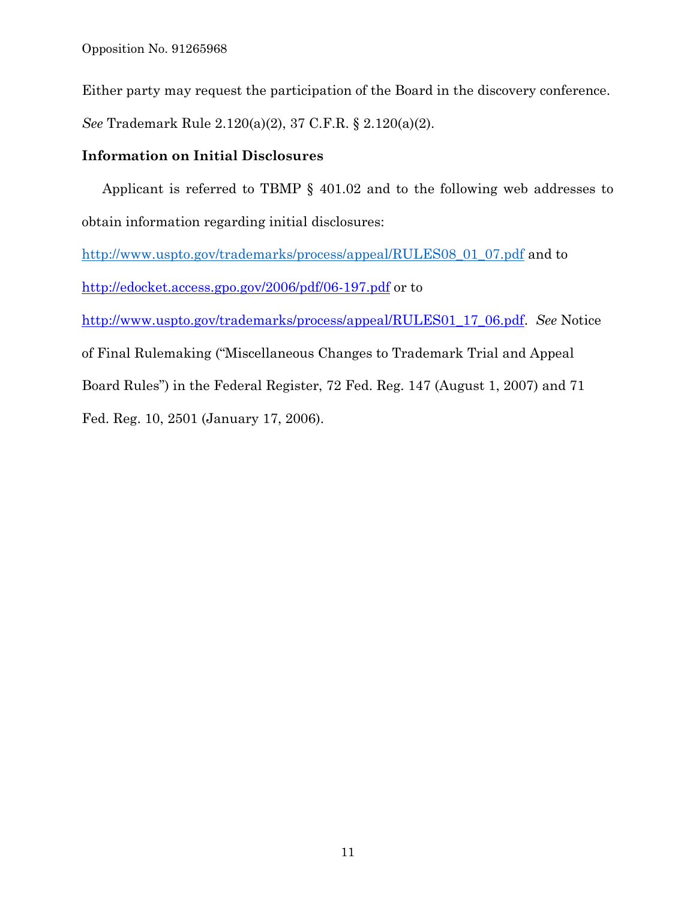Either party may request the participation of the Board in the discovery conference. *See* Trademark Rule 2.120(a)(2), 37 C.F.R. § 2.120(a)(2).

**Information on Initial Disclosures**

Applicant is referred to TBMP § 401.02 and to the following web addresses to obtain information regarding initial disclosures:

http://www.uspto.gov/trademarks/process/appeal/RULES08_01_07.pdf and to

http://edocket.access.gpo.gov/2006/pdf/06-197.pdf or to

http://www.uspto.gov/trademarks/process/appeal/RULES01_17_06.pdf. *See* Notice of Final Rulemaking ("Miscellaneous Changes to Trademark Trial and Appeal Board Rules") in the Federal Register, 72 Fed. Reg. 147 (August 1, 2007) and 71 Fed. Reg. 10, 2501 (January 17, 2006).